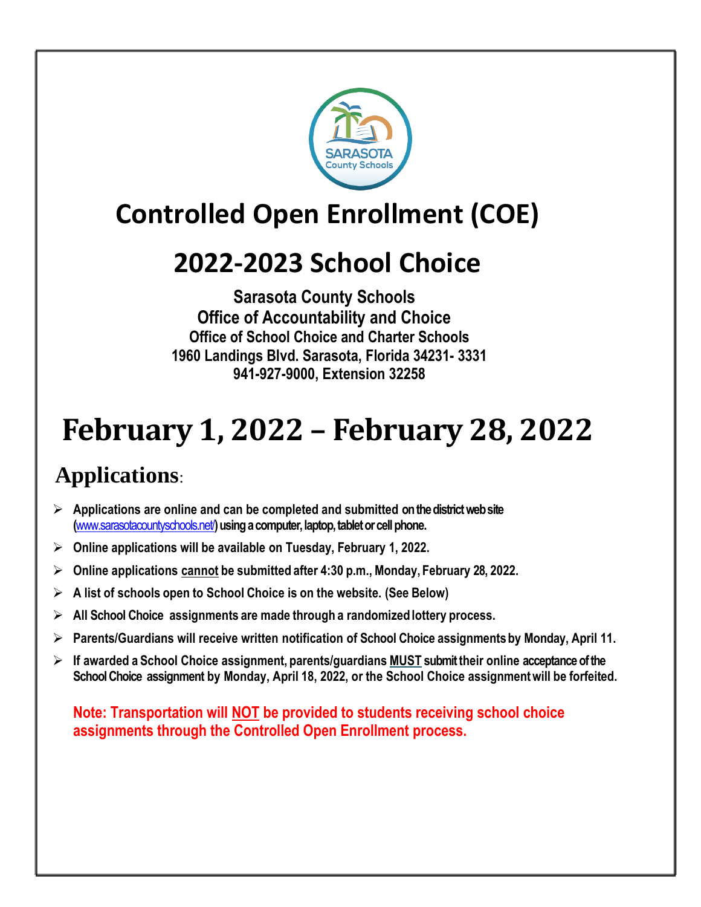# Controlled Open Enrollment (COE)

# 2022-2023 School Choice

**Sarasota County Schools**
**Office of Accountability and Choice**
**Office of School Choice and Charter Schools**
**1960 Landings Blvd. Sarasota, Florida 34231- 3331**
**941-927-9000, Extension 32258**

# February 1, 2022 – February 28, 2022

## Applications:

- **Applications are online and can be completed and submitted on the district web site (www.sarasotacountyschools.net/) using a computer, laptop, tablet or cell phone.**
- **Online applications will be available on Tuesday, February 1, 2022.**
- **Online applications cannot be submitted after 4:30 p.m., Monday, February 28, 2022.**
- **A list of schools open to School Choice is on the website. (See Below)**
- **All School Choice assignments are made through a randomized lottery process.**
- **Parents/Guardians will receive written notification of School Choice assignments by Monday, April 11.**
- **If awarded a School Choice assignment, parents/guardians MUST submit their online acceptance of the School Choice assignment by Monday, April 18, 2022, or the School Choice assignment will be forfeited.**

**Note: Transportation will NOT be provided to students receiving school choice assignments through the Controlled Open Enrollment process.**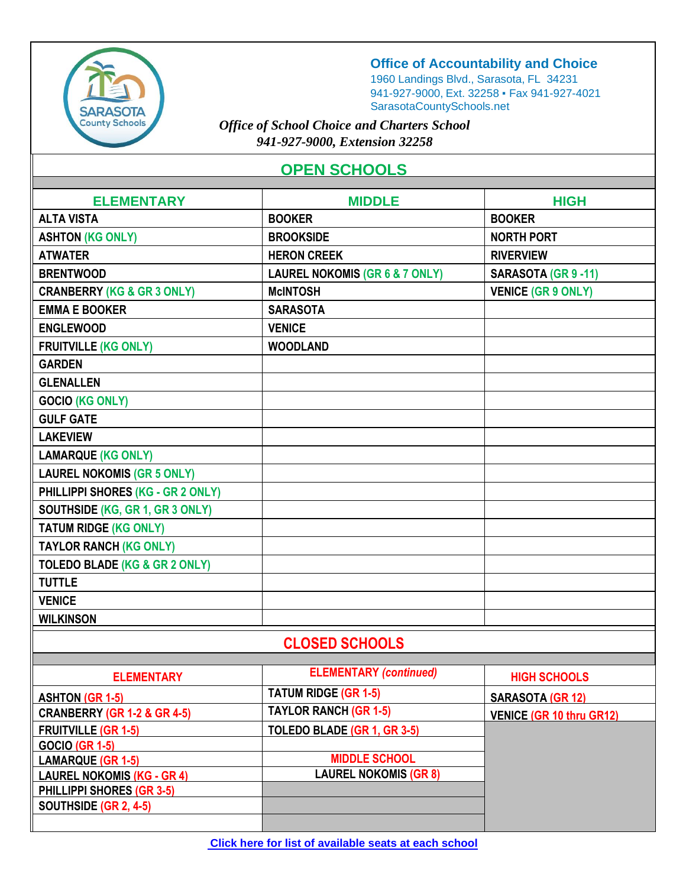## Office of Accountability and Choice

1960 Landings Blvd., Sarasota, FL 34231
941-927-9000, Ext. 32258 ▪ Fax 941-927-4021
SarasotaCountySchools.net

*Office of School Choice and Charters School*
*941-927-9000, Extension 32258*

## OPEN SCHOOLS

| ELEMENTARY | MIDDLE | HIGH |
|---|---|---|
| ALTA VISTA | BOOKER | BOOKER |
| ASHTON (KG ONLY) | BROOKSIDE | NORTH PORT |
| ATWATER | HERON CREEK | RIVERVIEW |
| BRENTWOOD | LAUREL NOKOMIS (GR 6 & 7 ONLY) | SARASOTA (GR 9 -11) |
| CRANBERRY (KG & GR 3 ONLY) | McINTOSH | VENICE (GR 9 ONLY) |
| EMMA E BOOKER | SARASOTA | |
| ENGLEWOOD | VENICE | |
| FRUITVILLE (KG ONLY) | WOODLAND | |
| GARDEN | | |
| GLENALLEN | | |
| GOCIO (KG ONLY) | | |
| GULF GATE | | |
| LAKEVIEW | | |
| LAMARQUE (KG ONLY) | | |
| LAUREL NOKOMIS (GR 5 ONLY) | | |
| PHILLIPPI SHORES (KG - GR 2 ONLY) | | |
| SOUTHSIDE (KG, GR 1, GR 3 ONLY) | | |
| TATUM RIDGE (KG ONLY) | | |
| TAYLOR RANCH (KG ONLY) | | |
| TOLEDO BLADE (KG & GR 2 ONLY) | | |
| TUTTLE | | |
| VENICE | | |
| WILKINSON | | |

## CLOSED SCHOOLS

| ELEMENTARY | ELEMENTARY *(continued)* | HIGH SCHOOLS |
|---|---|---|
| ASHTON (GR 1-5) | TATUM RIDGE (GR 1-5) | SARASOTA (GR 12) |
| CRANBERRY (GR 1-2 & GR 4-5) | TAYLOR RANCH (GR 1-5) | VENICE (GR 10 thru GR12) |
| FRUITVILLE (GR 1-5) | TOLEDO BLADE (GR 1, GR 3-5) | |
| GOCIO (GR 1-5) | | |
| LAMARQUE (GR 1-5) | **MIDDLE SCHOOL** | |
| LAUREL NOKOMIS (KG - GR 4) | LAUREL NOKOMIS (GR 8) | |
| PHILLIPPI SHORES (GR 3-5) | | |
| SOUTHSIDE (GR 2, 4-5) | | |

Click here for list of available seats at each school